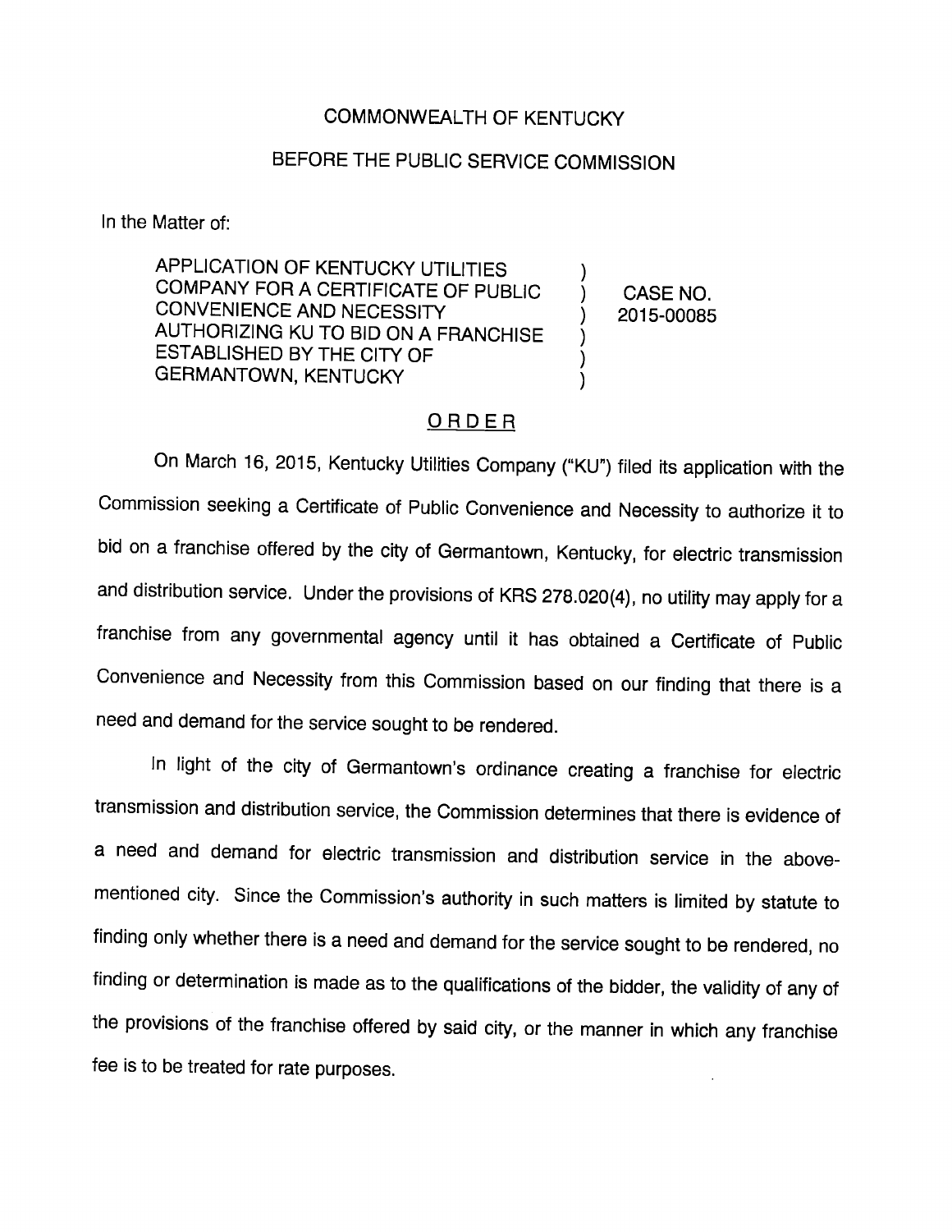COMMONWEALTH OF KENTUCKY

BEFORE THE PUBLIC SERVICE COMMISSION

In the Matter of:

| | | |
|---|---|---|
| APPLICATION OF KENTUCKY UTILITIES COMPANY FOR A CERTIFICATE OF PUBLIC CONVENIENCE AND NECESSITY AUTHORIZING KU TO BID ON A FRANCHISE ESTABLISHED BY THE CITY OF GERMANTOWN, KENTUCKY | ) ) ) ) ) ) | CASE NO. 2015-00085 |

## ORDER

On March 16, 2015, Kentucky Utilities Company ("KU") filed its application with the Commission seeking a Certificate of Public Convenience and Necessity to authorize it to bid on a franchise offered by the city of Germantown, Kentucky, for electric transmission and distribution service. Under the provisions of KRS 278.020(4), no utility may apply for a franchise from any governmental agency until it has obtained a Certificate of Public Convenience and Necessity from this Commission based on our finding that there is a need and demand for the service sought to be rendered.

In light of the city of Germantown's ordinance creating a franchise for electric transmission and distribution service, the Commission determines that there is evidence of a need and demand for electric transmission and distribution service in the above-mentioned city. Since the Commission's authority in such matters is limited by statute to finding only whether there is a need and demand for the service sought to be rendered, no finding or determination is made as to the qualifications of the bidder, the validity of any of the provisions of the franchise offered by said city, or the manner in which any franchise fee is to be treated for rate purposes.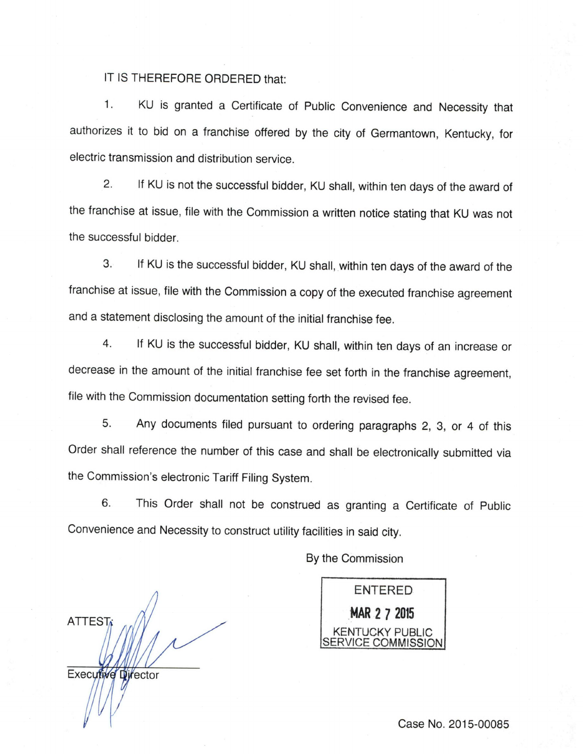IT IS THEREFORE ORDERED that:

1. KU is granted a Certificate of Public Convenience and Necessity that authorizes it to bid on a franchise offered by the city of Germantown, Kentucky, for electric transmission and distribution service.

2. If KU is not the successful bidder, KU shall, within ten days of the award of the franchise at issue, file with the Commission a written notice stating that KU was not the successful bidder.

3. If KU is the successful bidder, KU shall, within ten days of the award of the franchise at issue, file with the Commission a copy of the executed franchise agreement and a statement disclosing the amount of the initial franchise fee.

4. If KU is the successful bidder, KU shall, within ten days of an increase or decrease in the amount of the initial franchise fee set forth in the franchise agreement, file with the Commission documentation setting forth the revised fee.

5. Any documents filed pursuant to ordering paragraphs 2, 3, or 4 of this Order shall reference the number of this case and shall be electronically submitted via the Commission's electronic Tariff Filing System.

6. This Order shall not be construed as granting a Certificate of Public Convenience and Necessity to construct utility facilities in said city.

By the Commission

ENTERED
MAR 27 2015
KENTUCKY PUBLIC SERVICE COMMISSION

ATTEST:

Executive Director

Case No. 2015-00085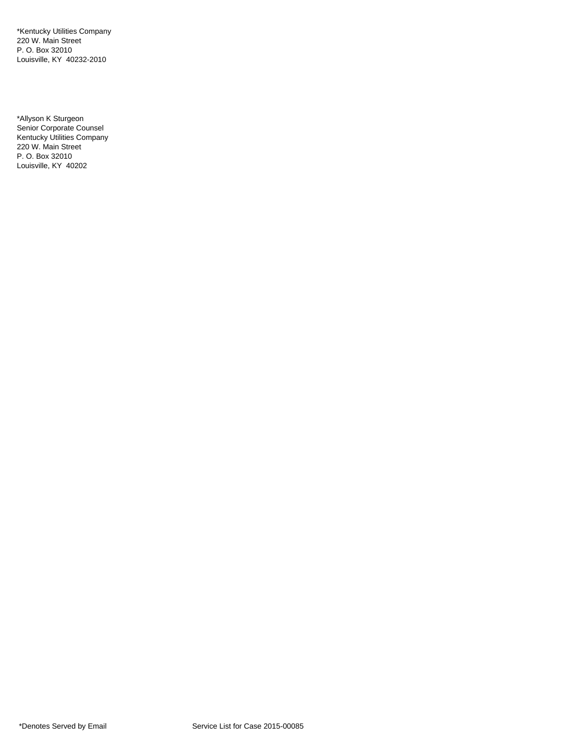*Kentucky Utilities Company
220 W. Main Street
P. O. Box 32010
Louisville, KY  40232-2010

*Allyson K Sturgeon
Senior Corporate Counsel
Kentucky Utilities Company
220 W. Main Street
P. O. Box 32010
Louisville, KY  40202

*Denotes Served by Email

Service List for Case 2015-00085